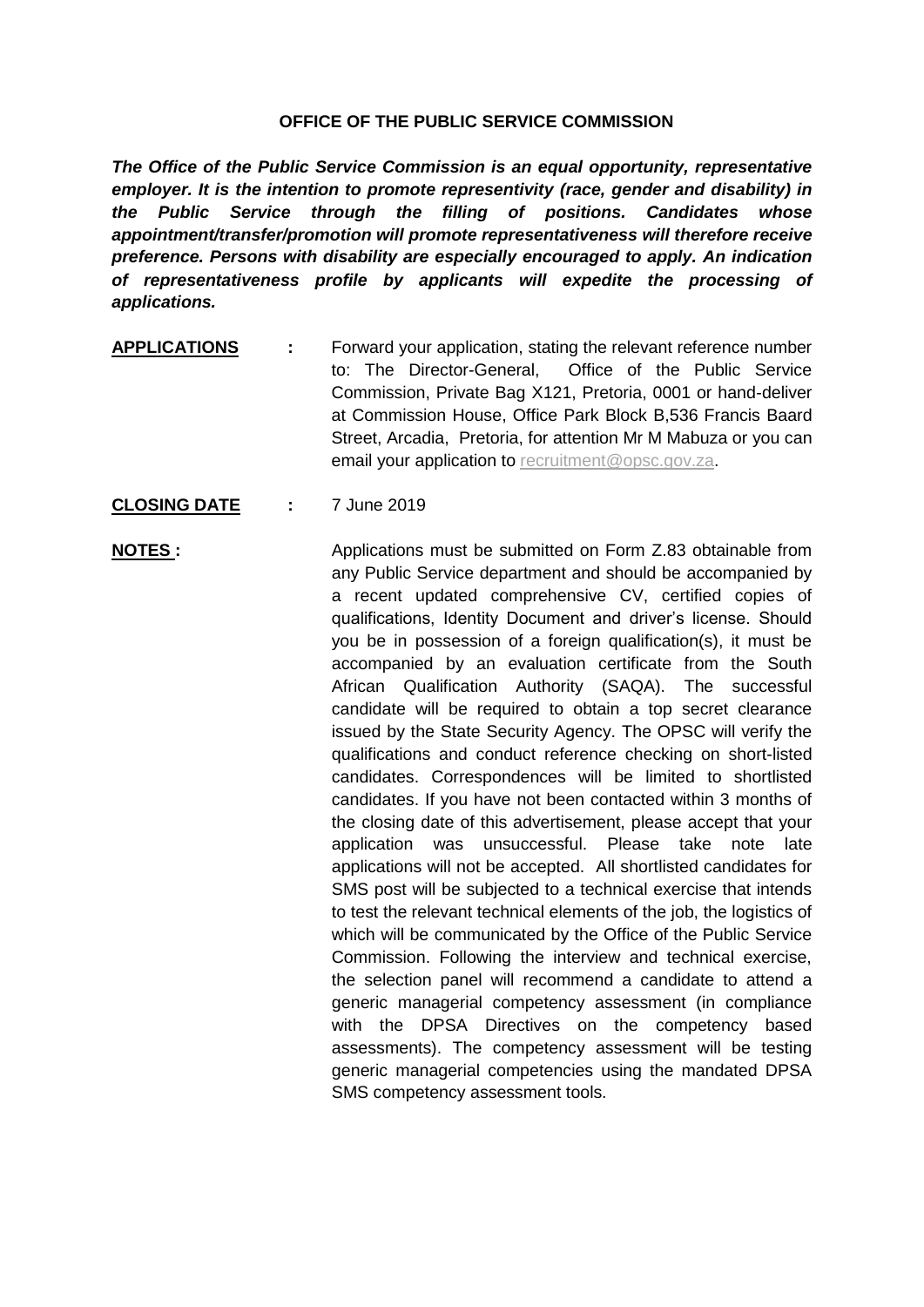# OFFICE OF THE PUBLIC SERVICE COMMISSION

***The Office of the Public Service Commission is an equal opportunity, representative employer. It is the intention to promote representivity (race, gender and disability) in the Public Service through the filling of positions. Candidates whose appointment/transfer/promotion will promote representativeness will therefore receive preference. Persons with disability are especially encouraged to apply. An indication of representativeness profile by applicants will expedite the processing of applications.***

**APPLICATIONS** : Forward your application, stating the relevant reference number to: The Director-General, Office of the Public Service Commission, Private Bag X121, Pretoria, 0001 or hand-deliver at Commission House, Office Park Block B,536 Francis Baard Street, Arcadia, Pretoria, for attention Mr M Mabuza or you can email your application to recruitment@opsc.gov.za.

**CLOSING DATE** : 7 June 2019

**NOTES :** Applications must be submitted on Form Z.83 obtainable from any Public Service department and should be accompanied by a recent updated comprehensive CV, certified copies of qualifications, Identity Document and driver's license. Should you be in possession of a foreign qualification(s), it must be accompanied by an evaluation certificate from the South African Qualification Authority (SAQA). The successful candidate will be required to obtain a top secret clearance issued by the State Security Agency. The OPSC will verify the qualifications and conduct reference checking on short-listed candidates. Correspondences will be limited to shortlisted candidates. If you have not been contacted within 3 months of the closing date of this advertisement, please accept that your application was unsuccessful. Please take note late applications will not be accepted. All shortlisted candidates for SMS post will be subjected to a technical exercise that intends to test the relevant technical elements of the job, the logistics of which will be communicated by the Office of the Public Service Commission. Following the interview and technical exercise, the selection panel will recommend a candidate to attend a generic managerial competency assessment (in compliance with the DPSA Directives on the competency based assessments). The competency assessment will be testing generic managerial competencies using the mandated DPSA SMS competency assessment tools.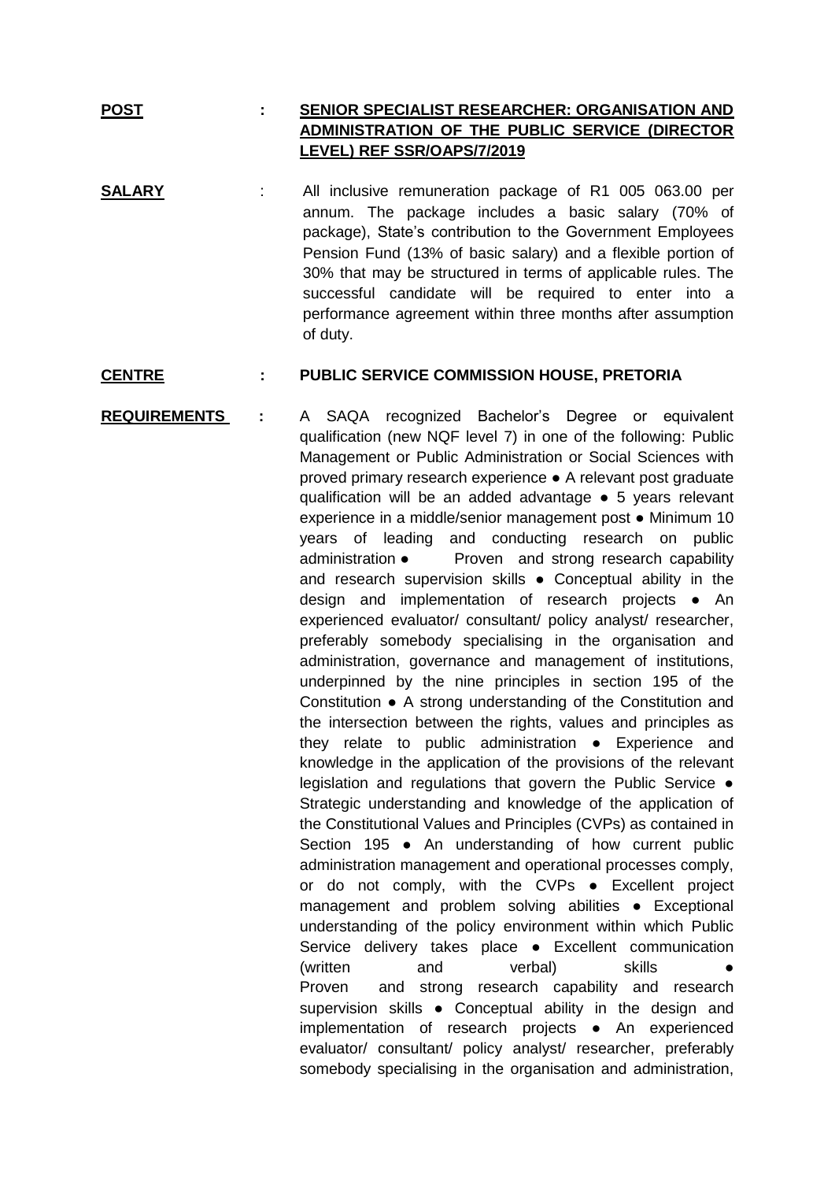**POST** : **SENIOR SPECIALIST RESEARCHER: ORGANISATION AND ADMINISTRATION OF THE PUBLIC SERVICE (DIRECTOR LEVEL) REF SSR/OAPS/7/2019**

**SALARY** : All inclusive remuneration package of R1 005 063.00 per annum. The package includes a basic salary (70% of package), State's contribution to the Government Employees Pension Fund (13% of basic salary) and a flexible portion of 30% that may be structured in terms of applicable rules. The successful candidate will be required to enter into a performance agreement within three months after assumption of duty.

**CENTRE** : **PUBLIC SERVICE COMMISSION HOUSE, PRETORIA**

**REQUIREMENTS** : A SAQA recognized Bachelor's Degree or equivalent qualification (new NQF level 7) in one of the following: Public Management or Public Administration or Social Sciences with proved primary research experience ● A relevant post graduate qualification will be an added advantage ● 5 years relevant experience in a middle/senior management post ● Minimum 10 years of leading and conducting research on public administration ● Proven and strong research capability and research supervision skills ● Conceptual ability in the design and implementation of research projects ● An experienced evaluator/ consultant/ policy analyst/ researcher, preferably somebody specialising in the organisation and administration, governance and management of institutions, underpinned by the nine principles in section 195 of the Constitution ● A strong understanding of the Constitution and the intersection between the rights, values and principles as they relate to public administration ● Experience and knowledge in the application of the provisions of the relevant legislation and regulations that govern the Public Service ● Strategic understanding and knowledge of the application of the Constitutional Values and Principles (CVPs) as contained in Section 195 ● An understanding of how current public administration management and operational processes comply, or do not comply, with the CVPs ● Excellent project management and problem solving abilities ● Exceptional understanding of the policy environment within which Public Service delivery takes place ● Excellent communication (written and verbal) skills ● Proven and strong research capability and research supervision skills ● Conceptual ability in the design and implementation of research projects ● An experienced evaluator/ consultant/ policy analyst/ researcher, preferably somebody specialising in the organisation and administration,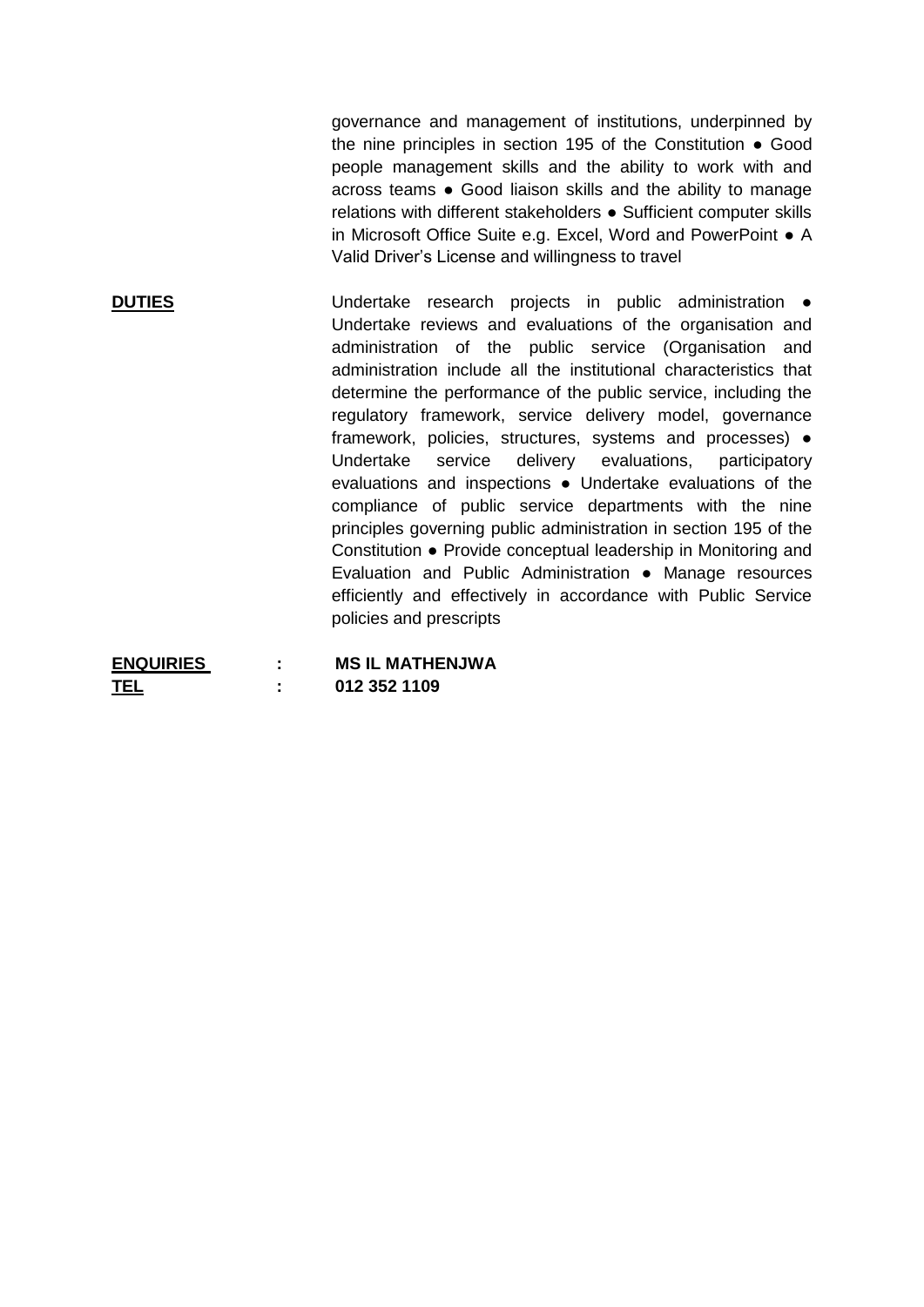governance and management of institutions, underpinned by the nine principles in section 195 of the Constitution ● Good people management skills and the ability to work with and across teams ● Good liaison skills and the ability to manage relations with different stakeholders ● Sufficient computer skills in Microsoft Office Suite e.g. Excel, Word and PowerPoint ● A Valid Driver's License and willingness to travel

**DUTIES**

Undertake research projects in public administration ● Undertake reviews and evaluations of the organisation and administration of the public service (Organisation and administration include all the institutional characteristics that determine the performance of the public service, including the regulatory framework, service delivery model, governance framework, policies, structures, systems and processes) ● Undertake service delivery evaluations, participatory evaluations and inspections ● Undertake evaluations of the compliance of public service departments with the nine principles governing public administration in section 195 of the Constitution ● Provide conceptual leadership in Monitoring and Evaluation and Public Administration ● Manage resources efficiently and effectively in accordance with Public Service policies and prescripts

**ENQUIRIES** : **MS IL MATHENJWA**

**TEL** : **012 352 1109**